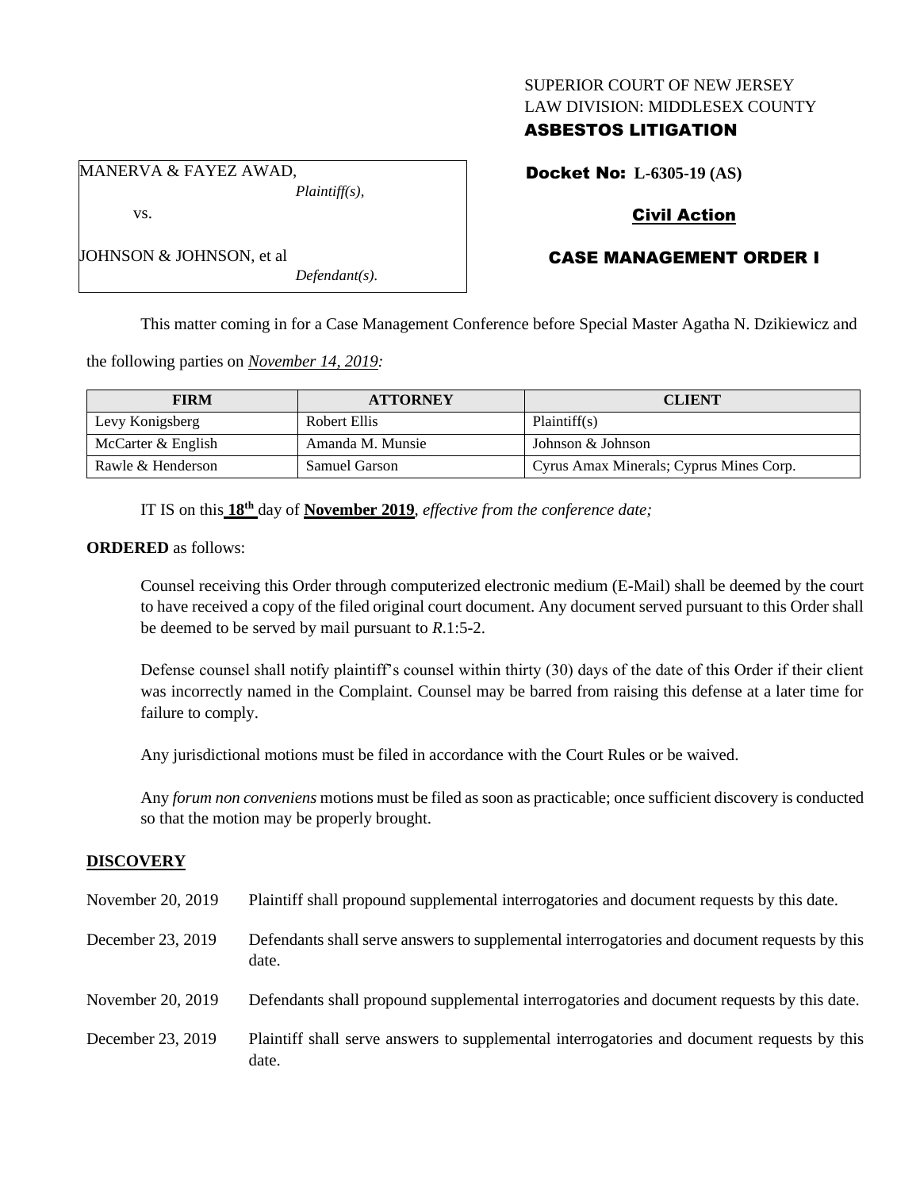SUPERIOR COURT OF NEW JERSEY
LAW DIVISION: MIDDLESEX COUNTY
**ASBESTOS LITIGATION**

MANERVA & FAYEZ AWAD,
*Plaintiff(s),*

vs.

JOHNSON & JOHNSON, et al
*Defendant(s).*

**Docket No: L-6305-19 (AS)**

**Civil Action**

**CASE MANAGEMENT ORDER I**

This matter coming in for a Case Management Conference before Special Master Agatha N. Dzikiewicz and the following parties on *November 14, 2019:*

| FIRM | ATTORNEY | CLIENT |
|---|---|---|
| Levy Konigsberg | Robert Ellis | Plaintiff(s) |
| McCarter & English | Amanda M. Munsie | Johnson & Johnson |
| Rawle & Henderson | Samuel Garson | Cyrus Amax Minerals; Cyprus Mines Corp. |

IT IS on this **18th** day of **November 2019**, *effective from the conference date;*

**ORDERED** as follows:

Counsel receiving this Order through computerized electronic medium (E-Mail) shall be deemed by the court to have received a copy of the filed original court document. Any document served pursuant to this Order shall be deemed to be served by mail pursuant to *R*.1:5-2.

Defense counsel shall notify plaintiff's counsel within thirty (30) days of the date of this Order if their client was incorrectly named in the Complaint. Counsel may be barred from raising this defense at a later time for failure to comply.

Any jurisdictional motions must be filed in accordance with the Court Rules or be waived.

Any *forum non conveniens* motions must be filed as soon as practicable; once sufficient discovery is conducted so that the motion may be properly brought.

## DISCOVERY

| | |
|---|---|
| November 20, 2019 | Plaintiff shall propound supplemental interrogatories and document requests by this date. |
| December 23, 2019 | Defendants shall serve answers to supplemental interrogatories and document requests by this date. |
| November 20, 2019 | Defendants shall propound supplemental interrogatories and document requests by this date. |
| December 23, 2019 | Plaintiff shall serve answers to supplemental interrogatories and document requests by this date. |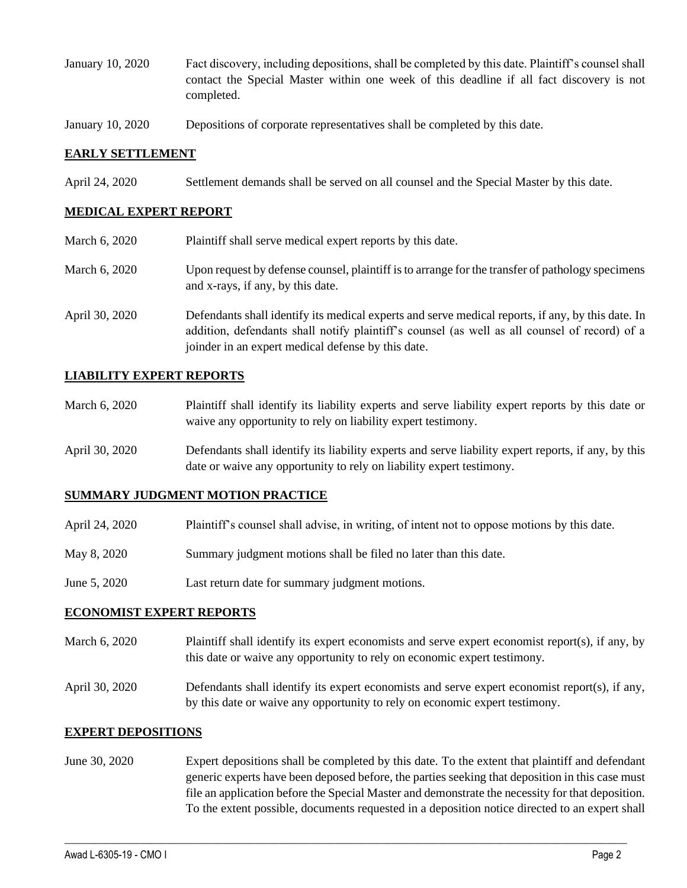| | |
|---|---|
| January 10, 2020 | Fact discovery, including depositions, shall be completed by this date. Plaintiff's counsel shall contact the Special Master within one week of this deadline if all fact discovery is not completed. |
| January 10, 2020 | Depositions of corporate representatives shall be completed by this date. |

**EARLY SETTLEMENT**

| | |
|---|---|
| April 24, 2020 | Settlement demands shall be served on all counsel and the Special Master by this date. |

**MEDICAL EXPERT REPORT**

| | |
|---|---|
| March 6, 2020 | Plaintiff shall serve medical expert reports by this date. |
| March 6, 2020 | Upon request by defense counsel, plaintiff is to arrange for the transfer of pathology specimens and x-rays, if any, by this date. |
| April 30, 2020 | Defendants shall identify its medical experts and serve medical reports, if any, by this date. In addition, defendants shall notify plaintiff's counsel (as well as all counsel of record) of a joinder in an expert medical defense by this date. |

**LIABILITY EXPERT REPORTS**

| | |
|---|---|
| March 6, 2020 | Plaintiff shall identify its liability experts and serve liability expert reports by this date or waive any opportunity to rely on liability expert testimony. |
| April 30, 2020 | Defendants shall identify its liability experts and serve liability expert reports, if any, by this date or waive any opportunity to rely on liability expert testimony. |

**SUMMARY JUDGMENT MOTION PRACTICE**

| | |
|---|---|
| April 24, 2020 | Plaintiff's counsel shall advise, in writing, of intent not to oppose motions by this date. |
| May 8, 2020 | Summary judgment motions shall be filed no later than this date. |
| June 5, 2020 | Last return date for summary judgment motions. |

**ECONOMIST EXPERT REPORTS**

| | |
|---|---|
| March 6, 2020 | Plaintiff shall identify its expert economists and serve expert economist report(s), if any, by this date or waive any opportunity to rely on economic expert testimony. |
| April 30, 2020 | Defendants shall identify its expert economists and serve expert economist report(s), if any, by this date or waive any opportunity to rely on economic expert testimony. |

**EXPERT DEPOSITIONS**

| | |
|---|---|
| June 30, 2020 | Expert depositions shall be completed by this date. To the extent that plaintiff and defendant generic experts have been deposed before, the parties seeking that deposition in this case must file an application before the Special Master and demonstrate the necessity for that deposition. To the extent possible, documents requested in a deposition notice directed to an expert shall |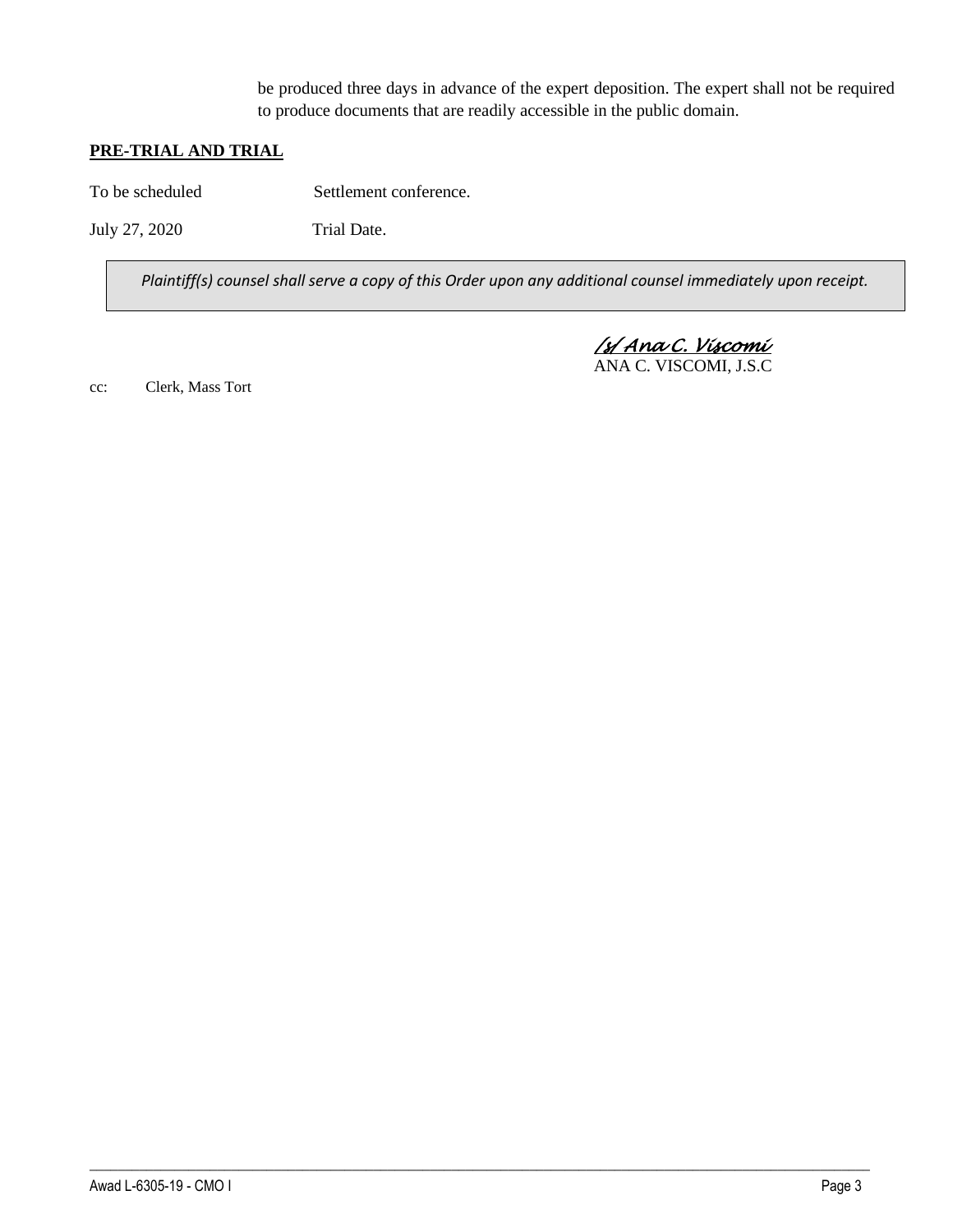be produced three days in advance of the expert deposition. The expert shall not be required to produce documents that are readily accessible in the public domain.

**PRE-TRIAL AND TRIAL**

| | |
|---|---|
| To be scheduled | Settlement conference. |
| July 27, 2020 | Trial Date. |

*Plaintiff(s) counsel shall serve a copy of this Order upon any additional counsel immediately upon receipt.*

*/s/ Ana C. Viscomi*
ANA C. VISCOMI, J.S.C

cc: Clerk, Mass Tort